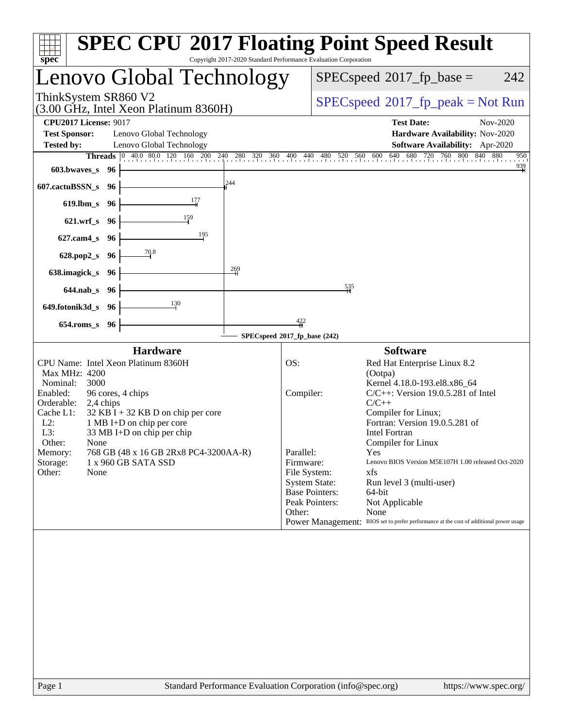# SPEC CPU 2017 Floating Point Speed Result

Copyright 2017-2020 Standard Performance Evaluation Corporation

## Lenovo Global Technology

ThinkSystem SR860 V2
(3.00 GHz, Intel Xeon Platinum 8360H)

SPECspeed 2017_fp_base = 242

SPECspeed 2017_fp_peak = Not Run

**CPU2017 License:** 9017
**Test Sponsor:** Lenovo Global Technology
**Tested by:** Lenovo Global Technology

**Test Date:** Nov-2020
**Hardware Availability:** Nov-2020
**Software Availability:** Apr-2020

| Benchmark | Threads | Base |
|---|---|---|
| 603.bwaves_s | 96 | 939 |
| 607.cactuBSSN_s | 96 | 244 |
| 619.lbm_s | 96 | 177 |
| 621.wrf_s | 96 | 159 |
| 627.cam4_s | 96 | 195 |
| 628.pop2_s | 96 | 70.8 |
| 638.imagick_s | 96 | 269 |
| 644.nab_s | 96 | 535 |
| 649.fotonik3d_s | 96 | 130 |
| 654.roms_s | 96 | 422 |

SPECspeed 2017_fp_base (242)

### Hardware

| | |
|---|---|
| CPU Name: | Intel Xeon Platinum 8360H |
| Max MHz: | 4200 |
| Nominal: | 3000 |
| Enabled: | 96 cores, 4 chips |
| Orderable: | 2,4 chips |
| Cache L1: | 32 KB I + 32 KB D on chip per core |
| L2: | 1 MB I+D on chip per core |
| L3: | 33 MB I+D on chip per chip |
| Other: | None |
| Memory: | 768 GB (48 x 16 GB 2Rx8 PC4-3200AA-R) |
| Storage: | 1 x 960 GB SATA SSD |
| Other: | None |

### Software

| | |
|---|---|
| OS: | Red Hat Enterprise Linux 8.2 (Ootpa) Kernel 4.18.0-193.el8.x86_64 |
| Compiler: | C/C++: Version 19.0.5.281 of Intel C/C++ Compiler for Linux; Fortran: Version 19.0.5.281 of Intel Fortran Compiler for Linux |
| Parallel: | Yes |
| Firmware: | Lenovo BIOS Version M5E107H 1.00 released Oct-2020 |
| File System: | xfs |
| System State: | Run level 3 (multi-user) |
| Base Pointers: | 64-bit |
| Peak Pointers: | Not Applicable |
| Other: | None |
| Power Management: | BIOS set to prefer performance at the cost of additional power usage |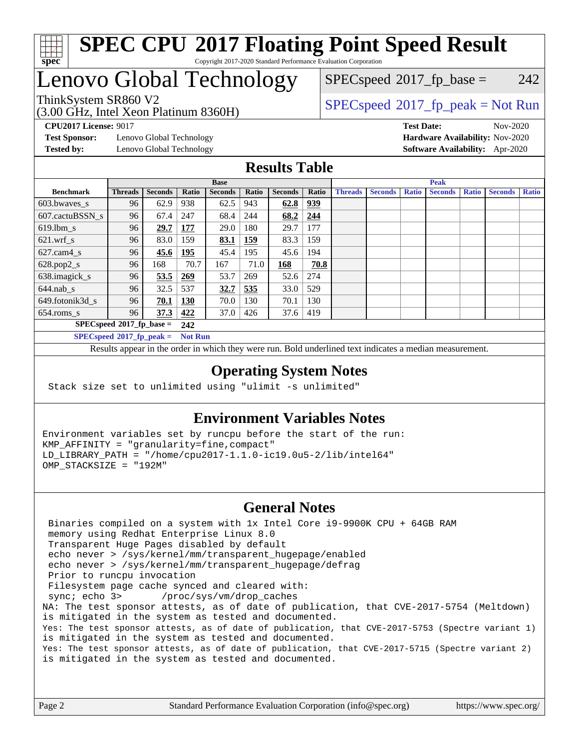# SPEC CPU 2017 Floating Point Speed Result

Copyright 2017-2020 Standard Performance Evaluation Corporation

## Lenovo Global Technology

ThinkSystem SR860 V2
(3.00 GHz, Intel Xeon Platinum 8360H)

SPECspeed 2017_fp_base = 242

SPECspeed 2017_fp_peak = Not Run

**CPU2017 License:** 9017
**Test Sponsor:** Lenovo Global Technology
**Tested by:** Lenovo Global Technology

**Test Date:** Nov-2020
**Hardware Availability:** Nov-2020
**Software Availability:** Apr-2020

## Results Table

| | Base | | | | | | | Peak | | | | | | |
|---|---|---|---|---|---|---|---|---|---|---|---|---|---|---|
| **Benchmark** | **Threads** | **Seconds** | **Ratio** | **Seconds** | **Ratio** | **Seconds** | **Ratio** | **Threads** | **Seconds** | **Ratio** | **Seconds** | **Ratio** | **Seconds** | **Ratio** |
| 603.bwaves_s | 96 | 62.9 | 938 | 62.5 | 943 | **62.8** | **939** | | | | | | | |
| 607.cactuBSSN_s | 96 | 67.4 | 247 | 68.4 | 244 | **68.2** | **244** | | | | | | | |
| 619.lbm_s | 96 | **29.7** | **177** | 29.0 | 180 | 29.7 | 177 | | | | | | | |
| 621.wrf_s | 96 | 83.0 | 159 | **83.1** | **159** | 83.3 | 159 | | | | | | | |
| 627.cam4_s | 96 | **45.6** | **195** | 45.4 | 195 | 45.6 | 194 | | | | | | | |
| 628.pop2_s | 96 | 168 | 70.7 | 167 | 71.0 | **168** | **70.8** | | | | | | | |
| 638.imagick_s | 96 | **53.5** | **269** | 53.7 | 269 | 52.6 | 274 | | | | | | | |
| 644.nab_s | 96 | 32.5 | 537 | **32.7** | **535** | 33.0 | 529 | | | | | | | |
| 649.fotonik3d_s | 96 | **70.1** | **130** | 70.0 | 130 | 70.1 | 130 | | | | | | | |
| 654.roms_s | 96 | **37.3** | **422** | 37.0 | 426 | 37.6 | 419 | | | | | | | |

**SPECspeed 2017_fp_base = 242**

**SPECspeed 2017_fp_peak = Not Run**

Results appear in the order in which they were run. Bold underlined text indicates a median measurement.

## Operating System Notes

```
Stack size set to unlimited using "ulimit -s unlimited"
```

## Environment Variables Notes

```
Environment variables set by runcpu before the start of the run:
KMP_AFFINITY = "granularity=fine,compact"
LD_LIBRARY_PATH = "/home/cpu2017-1.1.0-ic19.0u5-2/lib/intel64"
OMP_STACKSIZE = "192M"
```

## General Notes

```
 Binaries compiled on a system with 1x Intel Core i9-9900K CPU + 64GB RAM
 memory using Redhat Enterprise Linux 8.0
 Transparent Huge Pages disabled by default
 echo never > /sys/kernel/mm/transparent_hugepage/enabled
 echo never > /sys/kernel/mm/transparent_hugepage/defrag
 Prior to runcpu invocation
 Filesystem page cache synced and cleared with:
 sync; echo 3>       /proc/sys/vm/drop_caches
NA: The test sponsor attests, as of date of publication, that CVE-2017-5754 (Meltdown)
is mitigated in the system as tested and documented.
Yes: The test sponsor attests, as of date of publication, that CVE-2017-5753 (Spectre variant 1)
is mitigated in the system as tested and documented.
Yes: The test sponsor attests, as of date of publication, that CVE-2017-5715 (Spectre variant 2)
is mitigated in the system as tested and documented.
```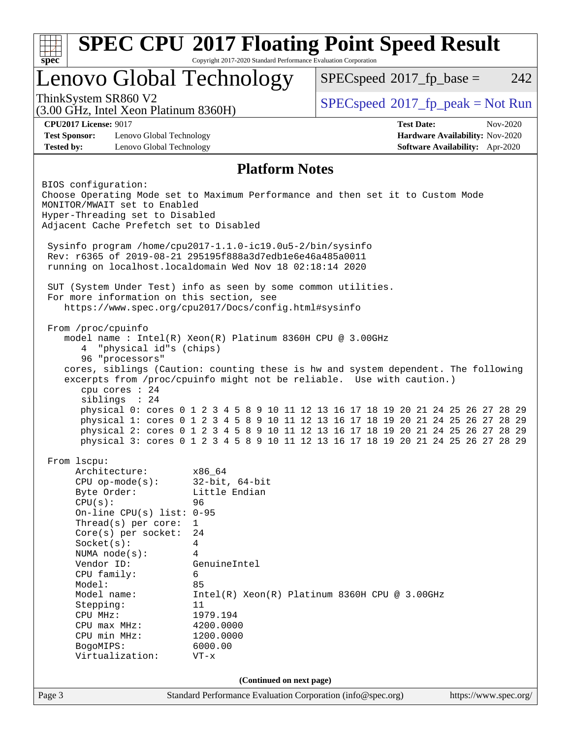## Platform Notes

BIOS configuration:
Choose Operating Mode set to Maximum Performance and then set it to Custom Mode
MONITOR/MWAIT set to Enabled
Hyper-Threading set to Disabled
Adjacent Cache Prefetch set to Disabled

```
 Sysinfo program /home/cpu2017-1.1.0-ic19.0u5-2/bin/sysinfo
 Rev: r6365 of 2019-08-21 295195f888a3d7edb1e6e46a485a0011
 running on localhost.localdomain Wed Nov 18 02:18:14 2020

 SUT (System Under Test) info as seen by some common utilities.
 For more information on this section, see
    https://www.spec.org/cpu2017/Docs/config.html#sysinfo

 From /proc/cpuinfo
    model name : Intel(R) Xeon(R) Platinum 8360H CPU @ 3.00GHz
       4  "physical id"s (chips)
       96 "processors"
    cores, siblings (Caution: counting these is hw and system dependent. The following
    excerpts from /proc/cpuinfo might not be reliable.  Use with caution.)
       cpu cores : 24
       siblings  : 24
       physical 0: cores 0 1 2 3 4 5 8 9 10 11 12 13 16 17 18 19 20 21 24 25 26 27 28 29
       physical 1: cores 0 1 2 3 4 5 8 9 10 11 12 13 16 17 18 19 20 21 24 25 26 27 28 29
       physical 2: cores 0 1 2 3 4 5 8 9 10 11 12 13 16 17 18 19 20 21 24 25 26 27 28 29
       physical 3: cores 0 1 2 3 4 5 8 9 10 11 12 13 16 17 18 19 20 21 24 25 26 27 28 29

 From lscpu:
      Architecture:        x86_64
      CPU op-mode(s):      32-bit, 64-bit
      Byte Order:          Little Endian
      CPU(s):              96
      On-line CPU(s) list: 0-95
      Thread(s) per core:  1
      Core(s) per socket:  24
      Socket(s):           4
      NUMA node(s):        4
      Vendor ID:           GenuineIntel
      CPU family:          6
      Model:               85
      Model name:          Intel(R) Xeon(R) Platinum 8360H CPU @ 3.00GHz
      Stepping:            11
      CPU MHz:             1979.194
      CPU max MHz:         4200.0000
      CPU min MHz:         1200.0000
      BogoMIPS:            6000.00
      Virtualization:      VT-x
```

(Continued on next page)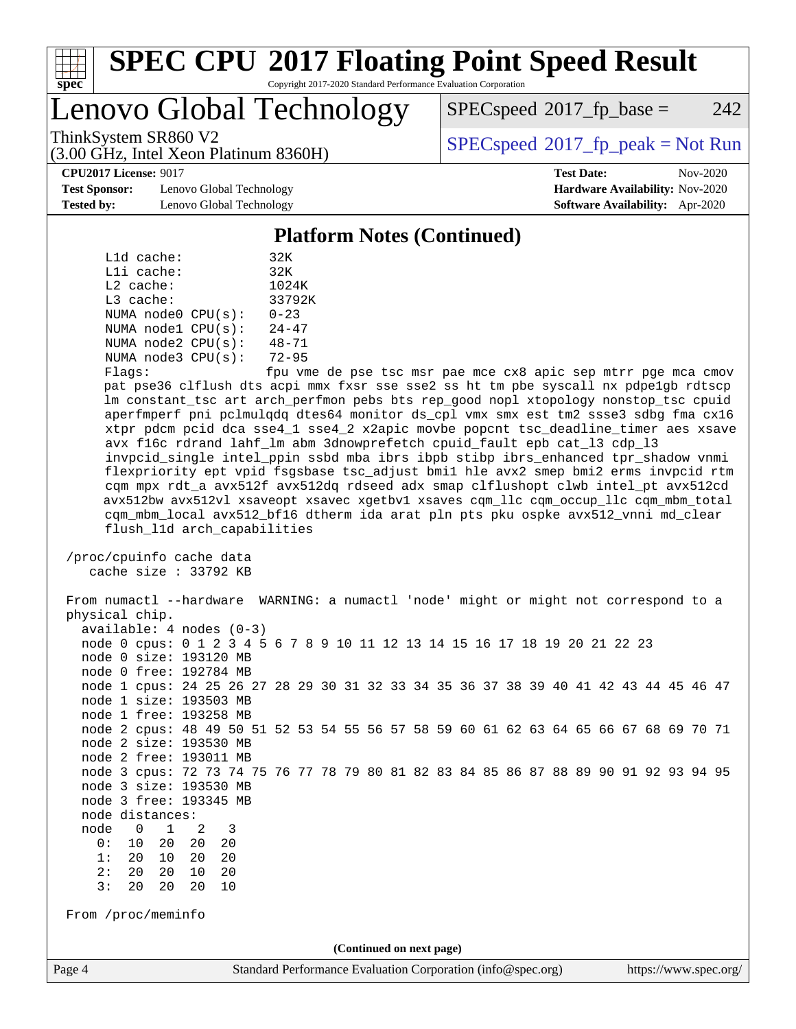## Platform Notes (Continued)

```
    L1d cache:           32K
    L1i cache:           32K
    L2 cache:            1024K
    L3 cache:            33792K
    NUMA node0 CPU(s):   0-23
    NUMA node1 CPU(s):   24-47
    NUMA node2 CPU(s):   48-71
    NUMA node3 CPU(s):   72-95
    Flags:               fpu vme de pse tsc msr pae mce cx8 apic sep mtrr pge mca cmov
    pat pse36 clflush dts acpi mmx fxsr sse sse2 ss ht tm pbe syscall nx pdpe1gb rdtscp
    lm constant_tsc art arch_perfmon pebs bts rep_good nopl xtopology nonstop_tsc cpuid
    aperfmperf pni pclmulqdq dtes64 monitor ds_cpl vmx smx est tm2 ssse3 sdbg fma cx16
    xtpr pdcm pcid dca sse4_1 sse4_2 x2apic movbe popcnt tsc_deadline_timer aes xsave
    avx f16c rdrand lahf_lm abm 3dnowprefetch cpuid_fault epb cat_l3 cdp_l3
    invpcid_single intel_ppin ssbd mba ibrs ibpb stibp ibrs_enhanced tpr_shadow vnmi
    flexpriority ept vpid fsgsbase tsc_adjust bmi1 hle avx2 smep bmi2 erms invpcid rtm
    cqm mpx rdt_a avx512f avx512dq rdseed adx smap clflushopt clwb intel_pt avx512cd
    avx512bw avx512vl xsaveopt xsavec xgetbv1 xsaves cqm_llc cqm_occup_llc cqm_mbm_total
    cqm_mbm_local avx512_bf16 dtherm ida arat pln pts pku ospke avx512_vnni md_clear
    flush_l1d arch_capabilities

 /proc/cpuinfo cache data
    cache size : 33792 KB

 From numactl --hardware  WARNING: a numactl 'node' might or might not correspond to a
 physical chip.
   available: 4 nodes (0-3)
   node 0 cpus: 0 1 2 3 4 5 6 7 8 9 10 11 12 13 14 15 16 17 18 19 20 21 22 23
   node 0 size: 193120 MB
   node 0 free: 192784 MB
   node 1 cpus: 24 25 26 27 28 29 30 31 32 33 34 35 36 37 38 39 40 41 42 43 44 45 46 47
   node 1 size: 193503 MB
   node 1 free: 193258 MB
   node 2 cpus: 48 49 50 51 52 53 54 55 56 57 58 59 60 61 62 63 64 65 66 67 68 69 70 71
   node 2 size: 193530 MB
   node 2 free: 193011 MB
   node 3 cpus: 72 73 74 75 76 77 78 79 80 81 82 83 84 85 86 87 88 89 90 91 92 93 94 95
   node 3 size: 193530 MB
   node 3 free: 193345 MB
   node distances:
   node   0   1   2   3
     0:  10  20  20  20
     1:  20  10  20  20
     2:  20  20  10  20
     3:  20  20  20  10

 From /proc/meminfo
```

(Continued on next page)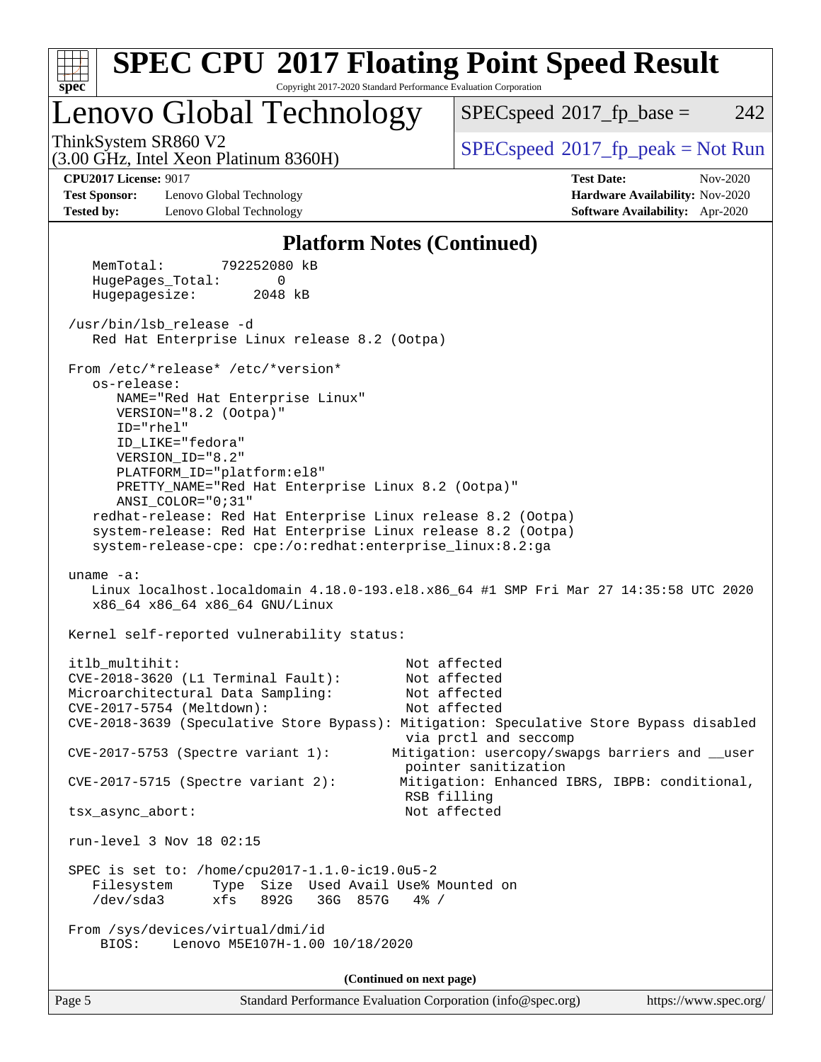# SPEC CPU 2017 Floating Point Speed Result

Copyright 2017-2020 Standard Performance Evaluation Corporation

## Lenovo Global Technology

ThinkSystem SR860 V2
(3.00 GHz, Intel Xeon Platinum 8360H)

SPECspeed 2017_fp_base = 242

SPECspeed 2017_fp_peak = Not Run

**CPU2017 License:** 9017
**Test Sponsor:** Lenovo Global Technology
**Tested by:** Lenovo Global Technology

**Test Date:** Nov-2020
**Hardware Availability:** Nov-2020
**Software Availability:** Apr-2020

### Platform Notes (Continued)

```
    MemTotal:       792252080 kB
    HugePages_Total:       0
    Hugepagesize:       2048 kB

 /usr/bin/lsb_release -d
    Red Hat Enterprise Linux release 8.2 (Ootpa)

 From /etc/*release* /etc/*version*
    os-release:
       NAME="Red Hat Enterprise Linux"
       VERSION="8.2 (Ootpa)"
       ID="rhel"
       ID_LIKE="fedora"
       VERSION_ID="8.2"
       PLATFORM_ID="platform:el8"
       PRETTY_NAME="Red Hat Enterprise Linux 8.2 (Ootpa)"
       ANSI_COLOR="0;31"
    redhat-release: Red Hat Enterprise Linux release 8.2 (Ootpa)
    system-release: Red Hat Enterprise Linux release 8.2 (Ootpa)
    system-release-cpe: cpe:/o:redhat:enterprise_linux:8.2:ga

 uname -a:
    Linux localhost.localdomain 4.18.0-193.el8.x86_64 #1 SMP Fri Mar 27 14:35:58 UTC 2020
    x86_64 x86_64 x86_64 GNU/Linux

 Kernel self-reported vulnerability status:

 itlb_multihit:                             Not affected
 CVE-2018-3620 (L1 Terminal Fault):         Not affected
 Microarchitectural Data Sampling:          Not affected
 CVE-2017-5754 (Meltdown):                  Not affected
 CVE-2018-3639 (Speculative Store Bypass): Mitigation: Speculative Store Bypass disabled
                                            via prctl and seccomp
 CVE-2017-5753 (Spectre variant 1):        Mitigation: usercopy/swapgs barriers and __user
                                            pointer sanitization
 CVE-2017-5715 (Spectre variant 2):        Mitigation: Enhanced IBRS, IBPB: conditional,
                                            RSB filling
 tsx_async_abort:                           Not affected

 run-level 3 Nov 18 02:15

 SPEC is set to: /home/cpu2017-1.1.0-ic19.0u5-2
    Filesystem     Type  Size  Used Avail Use% Mounted on
    /dev/sda3      xfs   892G   36G  857G   4% /

 From /sys/devices/virtual/dmi/id
     BIOS:    Lenovo M5E107H-1.00 10/18/2020
```

(Continued on next page)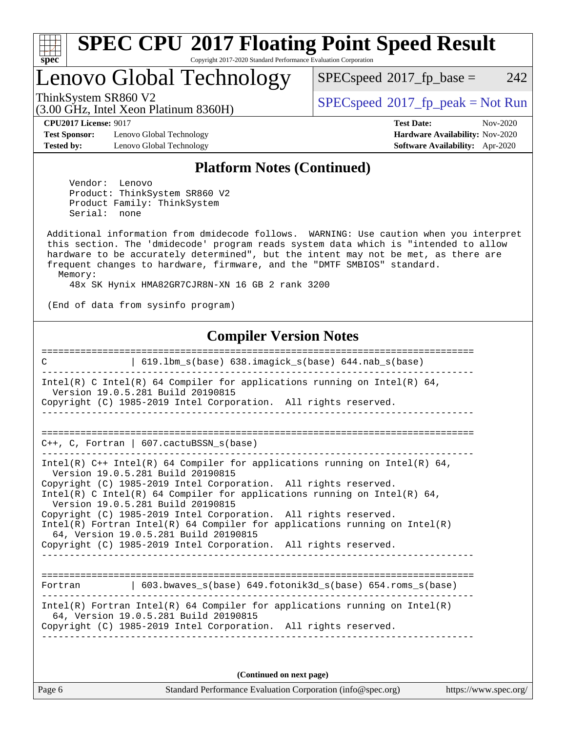## Platform Notes (Continued)

```
    Vendor:  Lenovo
    Product: ThinkSystem SR860 V2
    Product Family: ThinkSystem
    Serial:  none

 Additional information from dmidecode follows.  WARNING: Use caution when you interpret
 this section. The 'dmidecode' program reads system data which is "intended to allow
 hardware to be accurately determined", but the intent may not be met, as there are
 frequent changes to hardware, firmware, and the "DMTF SMBIOS" standard.
   Memory:
     48x SK Hynix HMA82GR7CJR8N-XN 16 GB 2 rank 3200

 (End of data from sysinfo program)
```

## Compiler Version Notes

```
==============================================================================
C               | 619.lbm_s(base) 638.imagick_s(base) 644.nab_s(base)
------------------------------------------------------------------------------
Intel(R) C Intel(R) 64 Compiler for applications running on Intel(R) 64,
  Version 19.0.5.281 Build 20190815
Copyright (C) 1985-2019 Intel Corporation.  All rights reserved.
------------------------------------------------------------------------------

==============================================================================
C++, C, Fortran | 607.cactuBSSN_s(base)
------------------------------------------------------------------------------
Intel(R) C++ Intel(R) 64 Compiler for applications running on Intel(R) 64,
  Version 19.0.5.281 Build 20190815
Copyright (C) 1985-2019 Intel Corporation.  All rights reserved.
Intel(R) C Intel(R) 64 Compiler for applications running on Intel(R) 64,
  Version 19.0.5.281 Build 20190815
Copyright (C) 1985-2019 Intel Corporation.  All rights reserved.
Intel(R) Fortran Intel(R) 64 Compiler for applications running on Intel(R)
  64, Version 19.0.5.281 Build 20190815
Copyright (C) 1985-2019 Intel Corporation.  All rights reserved.
------------------------------------------------------------------------------

==============================================================================
Fortran         | 603.bwaves_s(base) 649.fotonik3d_s(base) 654.roms_s(base)
------------------------------------------------------------------------------
Intel(R) Fortran Intel(R) 64 Compiler for applications running on Intel(R)
  64, Version 19.0.5.281 Build 20190815
Copyright (C) 1985-2019 Intel Corporation.  All rights reserved.
------------------------------------------------------------------------------
```

(Continued on next page)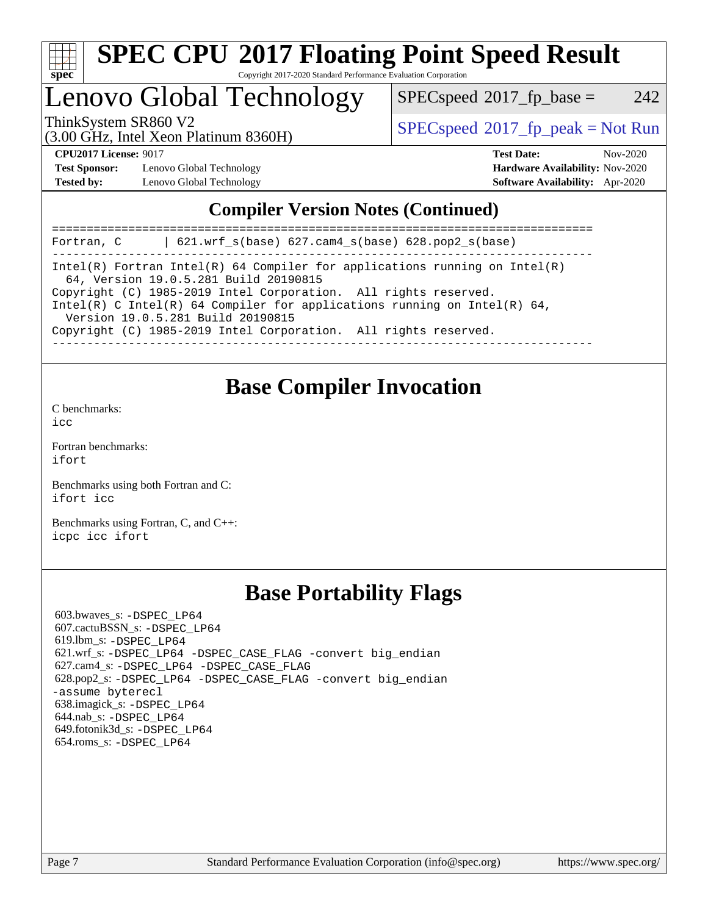# Lenovo Global Technology

ThinkSystem SR860 V2
(3.00 GHz, Intel Xeon Platinum 8360H)

SPECspeed 2017_fp_base = 242

SPECspeed 2017_fp_peak = Not Run

**CPU2017 License:** 9017
**Test Sponsor:** Lenovo Global Technology
**Tested by:** Lenovo Global Technology

**Test Date:** Nov-2020
**Hardware Availability:** Nov-2020
**Software Availability:** Apr-2020

## Compiler Version Notes (Continued)

```
==============================================================================
Fortran, C      | 621.wrf_s(base) 627.cam4_s(base) 628.pop2_s(base)
------------------------------------------------------------------------------
Intel(R) Fortran Intel(R) 64 Compiler for applications running on Intel(R)
  64, Version 19.0.5.281 Build 20190815
Copyright (C) 1985-2019 Intel Corporation.  All rights reserved.
Intel(R) C Intel(R) 64 Compiler for applications running on Intel(R) 64,
  Version 19.0.5.281 Build 20190815
Copyright (C) 1985-2019 Intel Corporation.  All rights reserved.
------------------------------------------------------------------------------
```

## Base Compiler Invocation

C benchmarks:
icc

Fortran benchmarks:
ifort

Benchmarks using both Fortran and C:
ifort icc

Benchmarks using Fortran, C, and C++:
icpc icc ifort

## Base Portability Flags

603.bwaves_s: -DSPEC_LP64
607.cactuBSSN_s: -DSPEC_LP64
619.lbm_s: -DSPEC_LP64
621.wrf_s: -DSPEC_LP64 -DSPEC_CASE_FLAG -convert big_endian
627.cam4_s: -DSPEC_LP64 -DSPEC_CASE_FLAG
628.pop2_s: -DSPEC_LP64 -DSPEC_CASE_FLAG -convert big_endian -assume byterecl
638.imagick_s: -DSPEC_LP64
644.nab_s: -DSPEC_LP64
649.fotonik3d_s: -DSPEC_LP64
654.roms_s: -DSPEC_LP64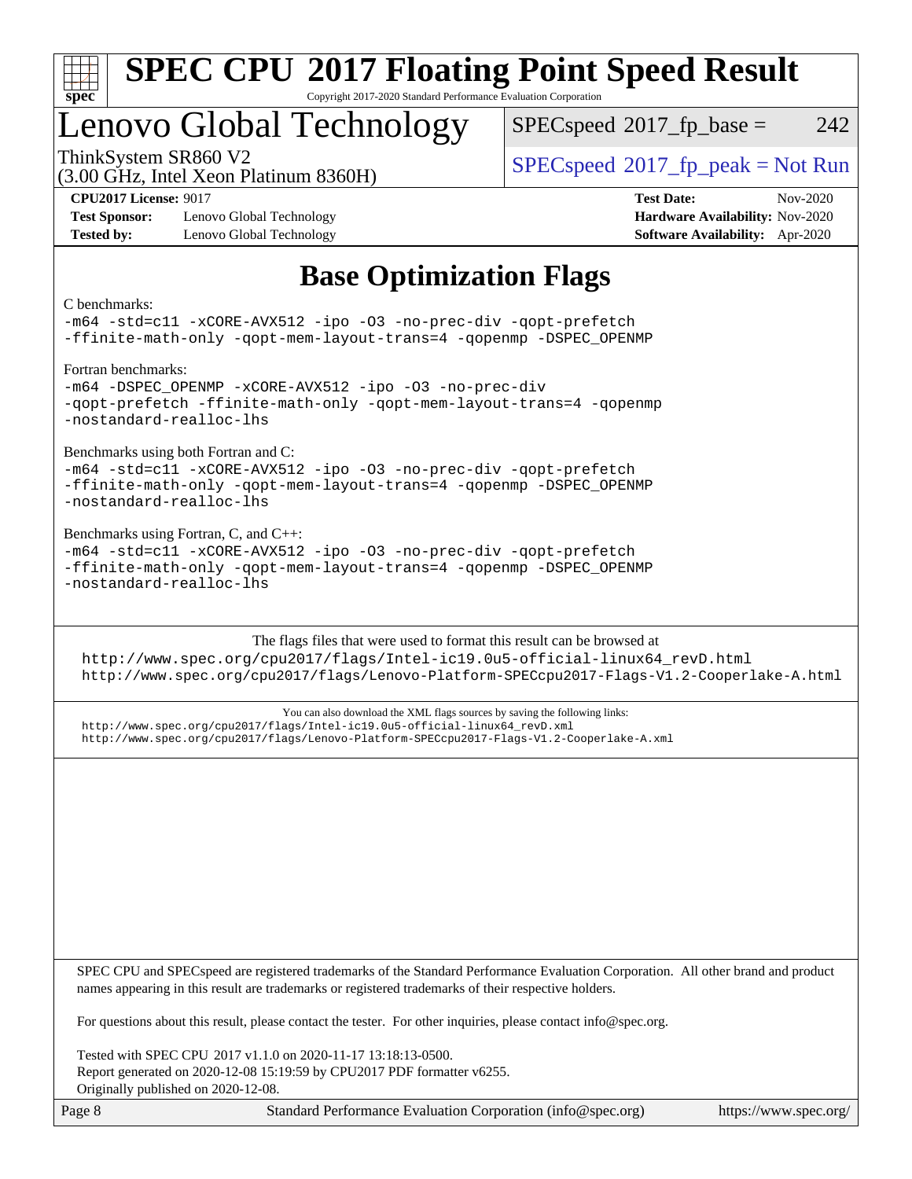# SPEC CPU 2017 Floating Point Speed Result

Copyright 2017-2020 Standard Performance Evaluation Corporation

## Lenovo Global Technology

ThinkSystem SR860 V2
(3.00 GHz, Intel Xeon Platinum 8360H)

SPECspeed 2017_fp_base = 242

SPECspeed 2017_fp_peak = Not Run

**CPU2017 License:** 9017
**Test Sponsor:** Lenovo Global Technology
**Tested by:** Lenovo Global Technology

**Test Date:** Nov-2020
**Hardware Availability:** Nov-2020
**Software Availability:** Apr-2020

## Base Optimization Flags

C benchmarks:

```
-m64 -std=c11 -xCORE-AVX512 -ipo -O3 -no-prec-div -qopt-prefetch
-ffinite-math-only -qopt-mem-layout-trans=4 -qopenmp -DSPEC_OPENMP
```

Fortran benchmarks:

```
-m64 -DSPEC_OPENMP -xCORE-AVX512 -ipo -O3 -no-prec-div
-qopt-prefetch -ffinite-math-only -qopt-mem-layout-trans=4 -qopenmp
-nostandard-realloc-lhs
```

Benchmarks using both Fortran and C:

```
-m64 -std=c11 -xCORE-AVX512 -ipo -O3 -no-prec-div -qopt-prefetch
-ffinite-math-only -qopt-mem-layout-trans=4 -qopenmp -DSPEC_OPENMP
-nostandard-realloc-lhs
```

Benchmarks using Fortran, C, and C++:

```
-m64 -std=c11 -xCORE-AVX512 -ipo -O3 -no-prec-div -qopt-prefetch
-ffinite-math-only -qopt-mem-layout-trans=4 -qopenmp -DSPEC_OPENMP
-nostandard-realloc-lhs
```

The flags files that were used to format this result can be browsed at
http://www.spec.org/cpu2017/flags/Intel-ic19.0u5-official-linux64_revD.html
http://www.spec.org/cpu2017/flags/Lenovo-Platform-SPECcpu2017-Flags-V1.2-Cooperlake-A.html

You can also download the XML flags sources by saving the following links:
http://www.spec.org/cpu2017/flags/Intel-ic19.0u5-official-linux64_revD.xml
http://www.spec.org/cpu2017/flags/Lenovo-Platform-SPECcpu2017-Flags-V1.2-Cooperlake-A.xml

SPEC CPU and SPECspeed are registered trademarks of the Standard Performance Evaluation Corporation. All other brand and product names appearing in this result are trademarks or registered trademarks of their respective holders.

For questions about this result, please contact the tester. For other inquiries, please contact info@spec.org.

Tested with SPEC CPU 2017 v1.1.0 on 2020-11-17 13:18:13-0500.
Report generated on 2020-12-08 15:19:59 by CPU2017 PDF formatter v6255.
Originally published on 2020-12-08.